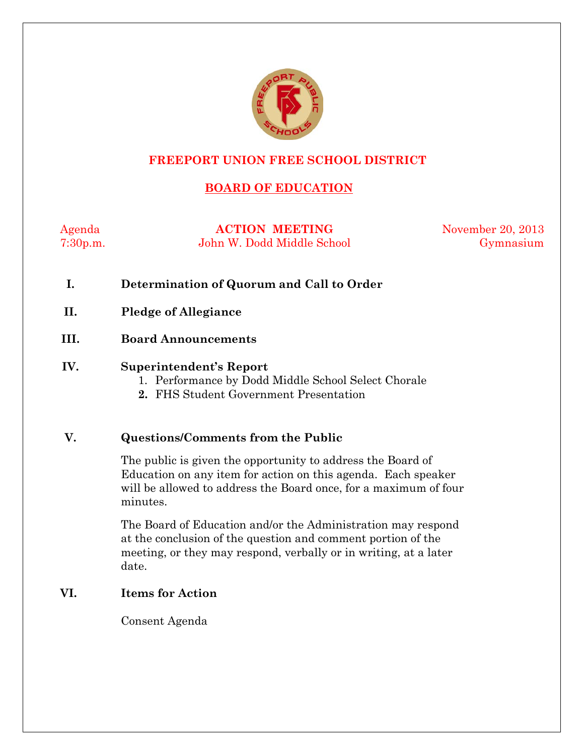# FREEPORT UNION FREE SCHOOL DISTRICT

## BOARD OF EDUCATION

Agenda
7:30p.m.

**ACTION MEETING**
John W. Dodd Middle School

November 20, 2013
Gymnasium

**I. Determination of Quorum and Call to Order**

**II. Pledge of Allegiance**

**III. Board Announcements**

**IV. Superintendent's Report**

1. Performance by Dodd Middle School Select Chorale
2. FHS Student Government Presentation

**V. Questions/Comments from the Public**

The public is given the opportunity to address the Board of Education on any item for action on this agenda. Each speaker will be allowed to address the Board once, for a maximum of four minutes.

The Board of Education and/or the Administration may respond at the conclusion of the question and comment portion of the meeting, or they may respond, verbally or in writing, at a later date.

**VI. Items for Action**

Consent Agenda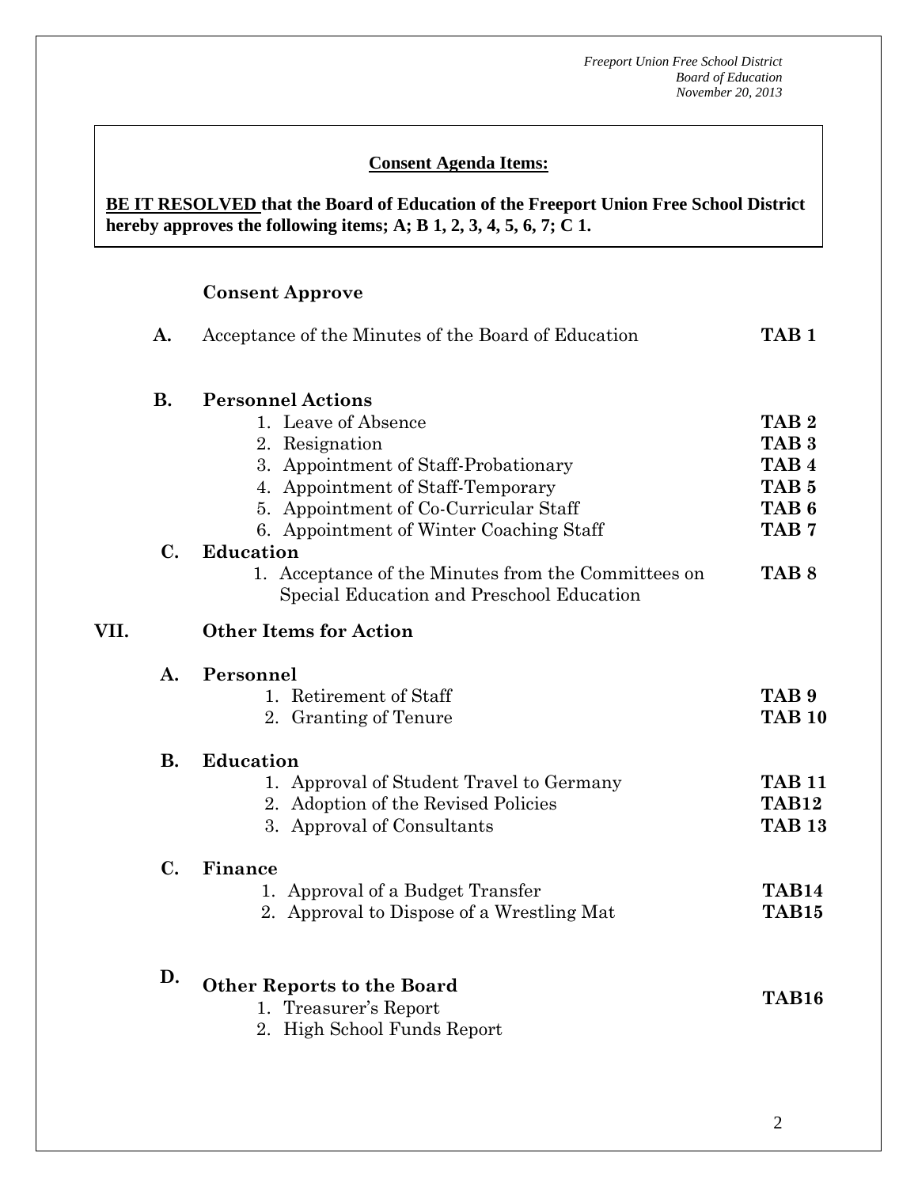**Consent Agenda Items:**

**BE IT RESOLVED that the Board of Education of the Freeport Union Free School District hereby approves the following items; A; B 1, 2, 3, 4, 5, 6, 7; C 1.**

**Consent Approve**

**A.** Acceptance of the Minutes of the Board of Education **TAB 1**

**B. Personnel Actions**

1. Leave of Absence **TAB 2**
2. Resignation **TAB 3**
3. Appointment of Staff-Probationary **TAB 4**
4. Appointment of Staff-Temporary **TAB 5**
5. Appointment of Co-Curricular Staff **TAB 6**
6. Appointment of Winter Coaching Staff **TAB 7**

**C. Education**

1. Acceptance of the Minutes from the Committees on Special Education and Preschool Education **TAB 8**

## VII. Other Items for Action

**A. Personnel**

1. Retirement of Staff **TAB 9**
2. Granting of Tenure **TAB 10**

**B. Education**

1. Approval of Student Travel to Germany **TAB 11**
2. Adoption of the Revised Policies **TAB12**
3. Approval of Consultants **TAB 13**

**C. Finance**

1. Approval of a Budget Transfer **TAB14**
2. Approval to Dispose of a Wrestling Mat **TAB15**

**D. Other Reports to the Board** **TAB16**

1. Treasurer's Report
2. High School Funds Report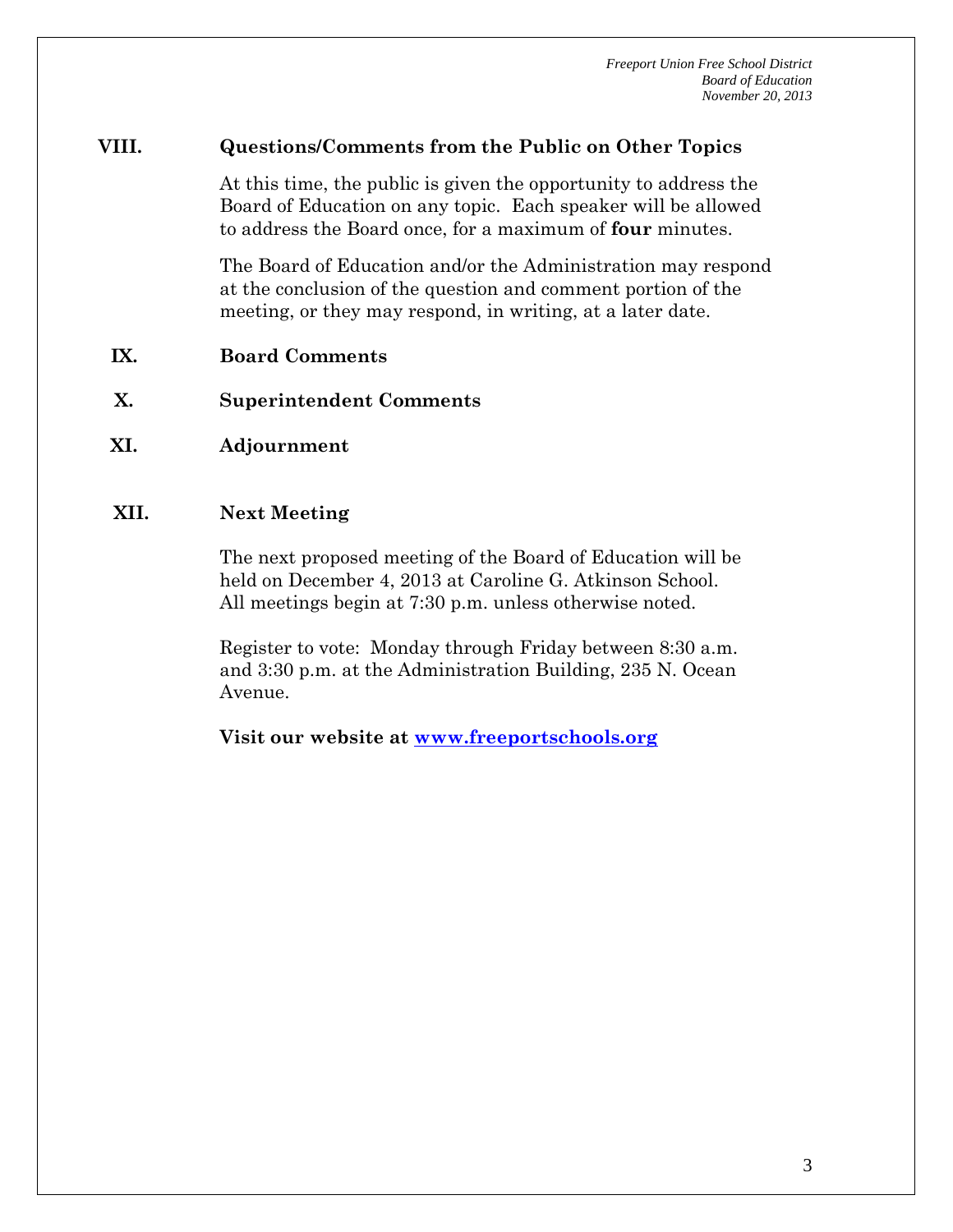## VIII. Questions/Comments from the Public on Other Topics

At this time, the public is given the opportunity to address the Board of Education on any topic. Each speaker will be allowed to address the Board once, for a maximum of **four** minutes.

The Board of Education and/or the Administration may respond at the conclusion of the question and comment portion of the meeting, or they may respond, in writing, at a later date.

## IX. Board Comments

## X. Superintendent Comments

## XI. Adjournment

## XII. Next Meeting

The next proposed meeting of the Board of Education will be held on December 4, 2013 at Caroline G. Atkinson School. All meetings begin at 7:30 p.m. unless otherwise noted.

Register to vote: Monday through Friday between 8:30 a.m. and 3:30 p.m. at the Administration Building, 235 N. Ocean Avenue.

**Visit our website at [www.freeportschools.org](http://www.freeportschools.org)**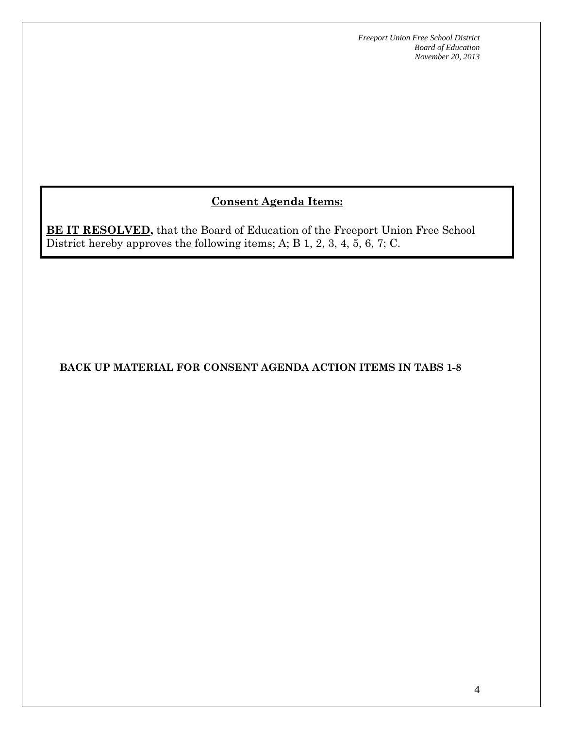## Consent Agenda Items:

**BE IT RESOLVED,** that the Board of Education of the Freeport Union Free School District hereby approves the following items; A; B 1, 2, 3, 4, 5, 6, 7; C.

**BACK UP MATERIAL FOR CONSENT AGENDA ACTION ITEMS IN TABS 1-8**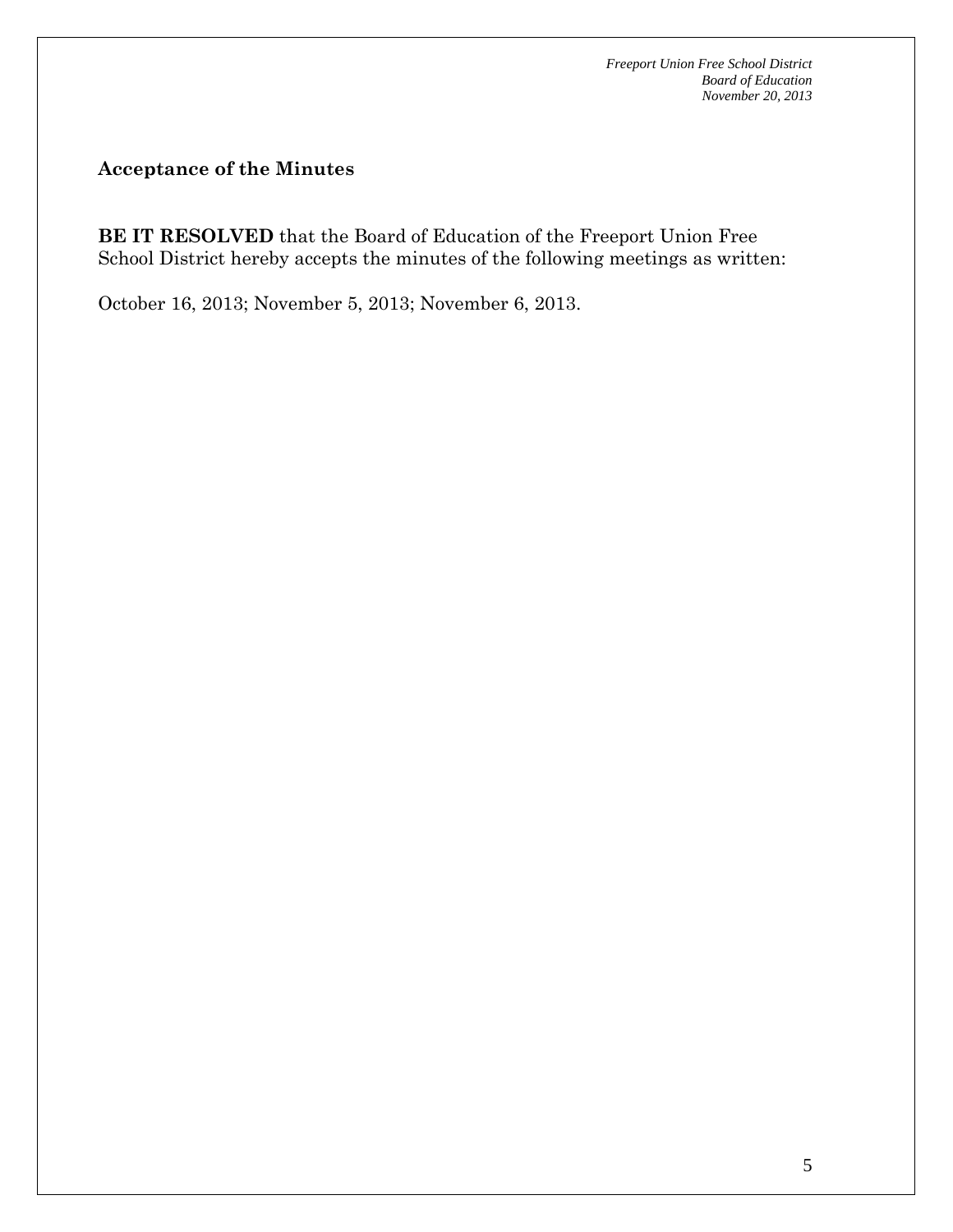## Acceptance of the Minutes

**BE IT RESOLVED** that the Board of Education of the Freeport Union Free School District hereby accepts the minutes of the following meetings as written:

October 16, 2013; November 5, 2013; November 6, 2013.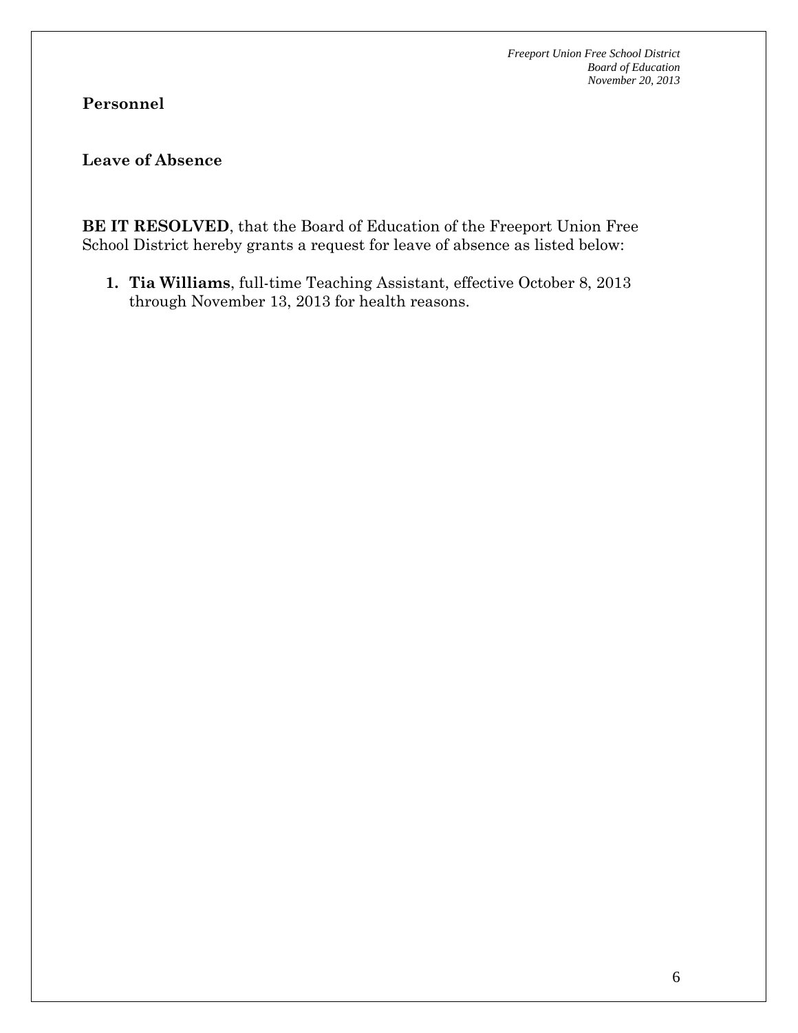## Personnel

### Leave of Absence

**BE IT RESOLVED**, that the Board of Education of the Freeport Union Free School District hereby grants a request for leave of absence as listed below:

1. **Tia Williams**, full-time Teaching Assistant, effective October 8, 2013 through November 13, 2013 for health reasons.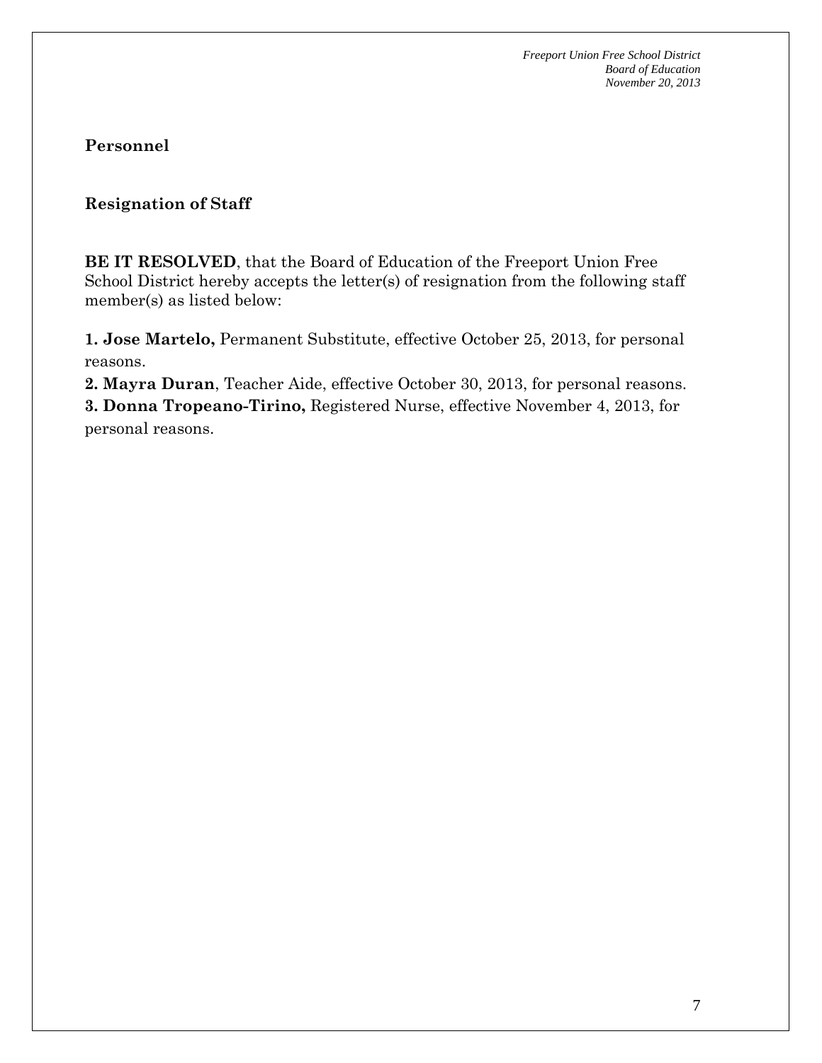## Personnel

### Resignation of Staff

**BE IT RESOLVED**, that the Board of Education of the Freeport Union Free School District hereby accepts the letter(s) of resignation from the following staff member(s) as listed below:

**1. Jose Martelo,** Permanent Substitute, effective October 25, 2013, for personal reasons.
**2. Mayra Duran**, Teacher Aide, effective October 30, 2013, for personal reasons.
**3. Donna Tropeano-Tirino,** Registered Nurse, effective November 4, 2013, for personal reasons.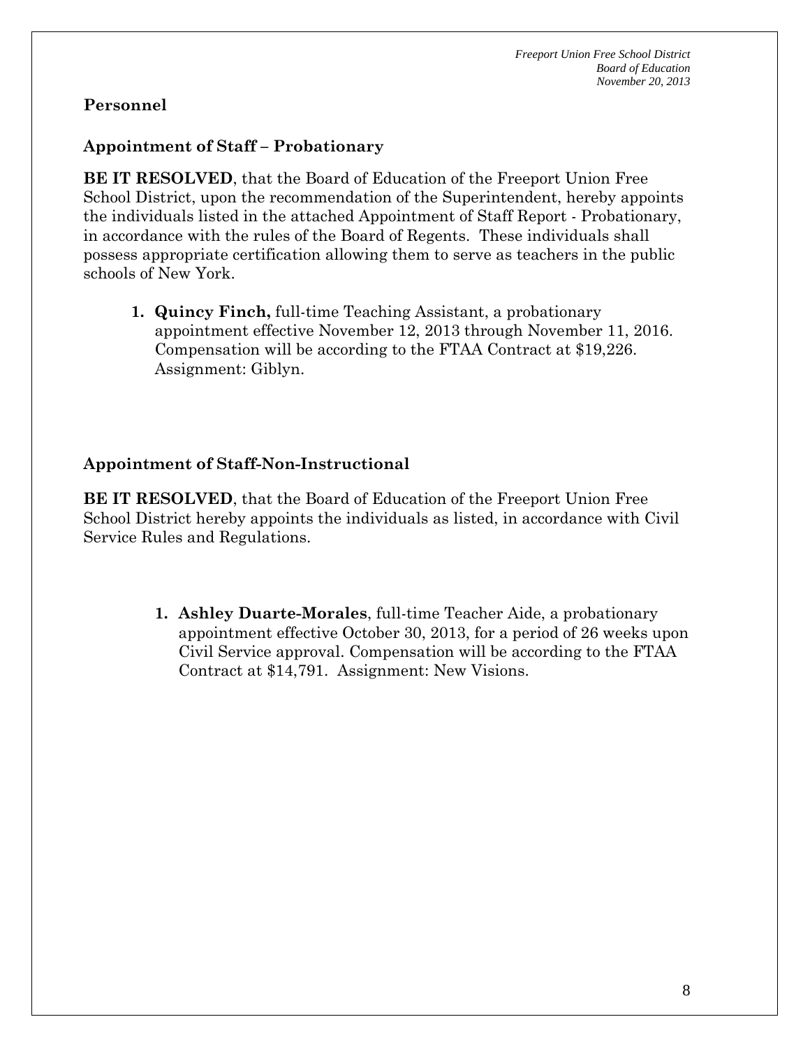## Personnel

### Appointment of Staff – Probationary

**BE IT RESOLVED**, that the Board of Education of the Freeport Union Free School District, upon the recommendation of the Superintendent, hereby appoints the individuals listed in the attached Appointment of Staff Report - Probationary, in accordance with the rules of the Board of Regents. These individuals shall possess appropriate certification allowing them to serve as teachers in the public schools of New York.

1. **Quincy Finch,** full-time Teaching Assistant, a probationary appointment effective November 12, 2013 through November 11, 2016. Compensation will be according to the FTAA Contract at $19,226. Assignment: Giblyn.

### Appointment of Staff-Non-Instructional

**BE IT RESOLVED**, that the Board of Education of the Freeport Union Free School District hereby appoints the individuals as listed, in accordance with Civil Service Rules and Regulations.

1. **Ashley Duarte-Morales**, full-time Teacher Aide, a probationary appointment effective October 30, 2013, for a period of 26 weeks upon Civil Service approval. Compensation will be according to the FTAA Contract at $14,791. Assignment: New Visions.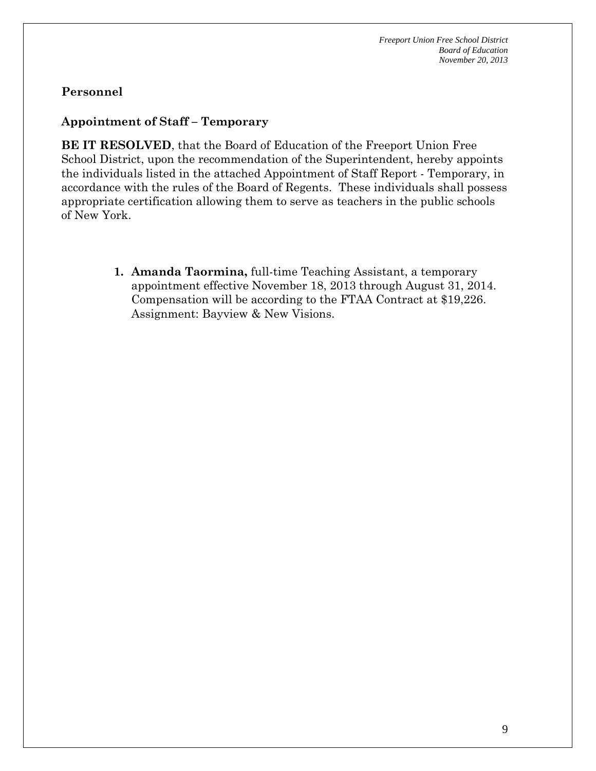## Personnel

### Appointment of Staff – Temporary

**BE IT RESOLVED**, that the Board of Education of the Freeport Union Free School District, upon the recommendation of the Superintendent, hereby appoints the individuals listed in the attached Appointment of Staff Report - Temporary, in accordance with the rules of the Board of Regents. These individuals shall possess appropriate certification allowing them to serve as teachers in the public schools of New York.

1. **Amanda Taormina,** full-time Teaching Assistant, a temporary appointment effective November 18, 2013 through August 31, 2014. Compensation will be according to the FTAA Contract at $19,226. Assignment: Bayview & New Visions.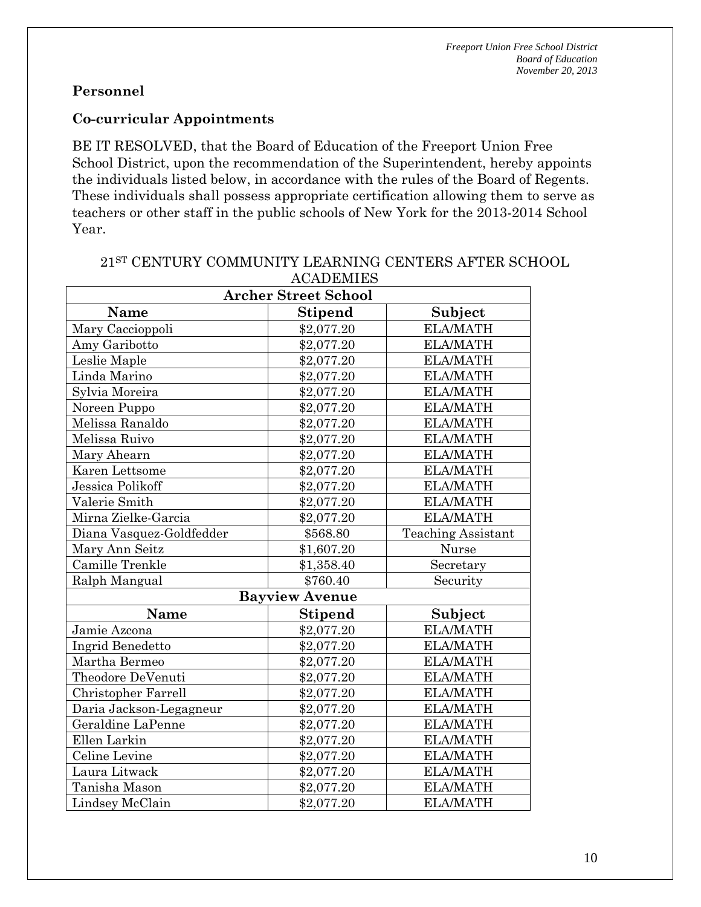**Personnel**

**Co-curricular Appointments**

BE IT RESOLVED, that the Board of Education of the Freeport Union Free School District, upon the recommendation of the Superintendent, hereby appoints the individuals listed below, in accordance with the rules of the Board of Regents. These individuals shall possess appropriate certification allowing them to serve as teachers or other staff in the public schools of New York for the 2013-2014 School Year.

21ST CENTURY COMMUNITY LEARNING CENTERS AFTER SCHOOL ACADEMIES

| **Archer Street School** | | |
|---|---|---|
| **Name** | **Stipend** | **Subject** |
| Mary Caccioppoli | $2,077.20 | ELA/MATH |
| Amy Garibotto | $2,077.20 | ELA/MATH |
| Leslie Maple | $2,077.20 | ELA/MATH |
| Linda Marino | $2,077.20 | ELA/MATH |
| Sylvia Moreira | $2,077.20 | ELA/MATH |
| Noreen Puppo | $2,077.20 | ELA/MATH |
| Melissa Ranaldo | $2,077.20 | ELA/MATH |
| Melissa Ruivo | $2,077.20 | ELA/MATH |
| Mary Ahearn | $2,077.20 | ELA/MATH |
| Karen Lettsome | $2,077.20 | ELA/MATH |
| Jessica Polikoff | $2,077.20 | ELA/MATH |
| Valerie Smith | $2,077.20 | ELA/MATH |
| Mirna Zielke-Garcia | $2,077.20 | ELA/MATH |
| Diana Vasquez-Goldfedder | $568.80 | Teaching Assistant |
| Mary Ann Seitz | $1,607.20 | Nurse |
| Camille Trenkle | $1,358.40 | Secretary |
| Ralph Mangual | $760.40 | Security |
| **Bayview Avenue** | | |
| **Name** | **Stipend** | **Subject** |
| Jamie Azcona | $2,077.20 | ELA/MATH |
| Ingrid Benedetto | $2,077.20 | ELA/MATH |
| Martha Bermeo | $2,077.20 | ELA/MATH |
| Theodore DeVenuti | $2,077.20 | ELA/MATH |
| Christopher Farrell | $2,077.20 | ELA/MATH |
| Daria Jackson-Legagneur | $2,077.20 | ELA/MATH |
| Geraldine LaPenne | $2,077.20 | ELA/MATH |
| Ellen Larkin | $2,077.20 | ELA/MATH |
| Celine Levine | $2,077.20 | ELA/MATH |
| Laura Litwack | $2,077.20 | ELA/MATH |
| Tanisha Mason | $2,077.20 | ELA/MATH |
| Lindsey McClain | $2,077.20 | ELA/MATH |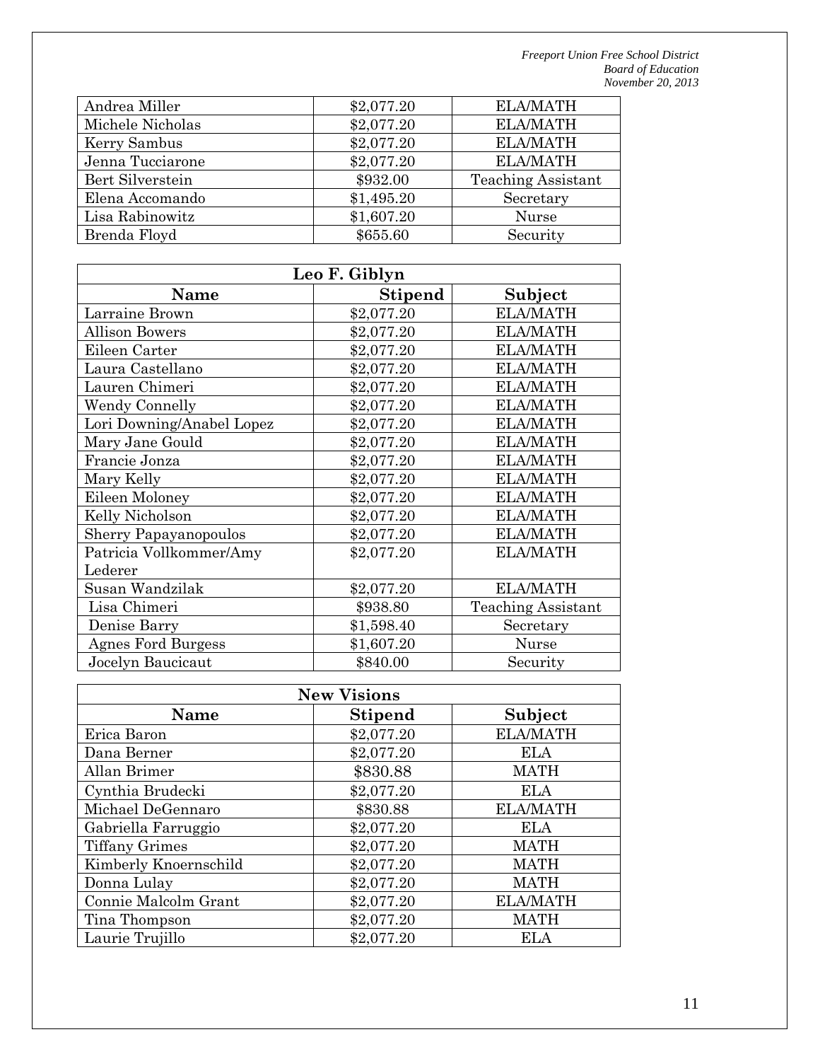| | | |
|---|---|---|
| Andrea Miller | $2,077.20 | ELA/MATH |
| Michele Nicholas | $2,077.20 | ELA/MATH |
| Kerry Sambus | $2,077.20 | ELA/MATH |
| Jenna Tucciarone | $2,077.20 | ELA/MATH |
| Bert Silverstein | $932.00 | Teaching Assistant |
| Elena Accomando | $1,495.20 | Secretary |
| Lisa Rabinowitz | $1,607.20 | Nurse |
| Brenda Floyd | $655.60 | Security |

| Leo F. Giblyn | | |
|---|---|---|
| **Name** | **Stipend** | **Subject** |
| Larraine Brown | $2,077.20 | ELA/MATH |
| Allison Bowers | $2,077.20 | ELA/MATH |
| Eileen Carter | $2,077.20 | ELA/MATH |
| Laura Castellano | $2,077.20 | ELA/MATH |
| Lauren Chimeri | $2,077.20 | ELA/MATH |
| Wendy Connelly | $2,077.20 | ELA/MATH |
| Lori Downing/Anabel Lopez | $2,077.20 | ELA/MATH |
| Mary Jane Gould | $2,077.20 | ELA/MATH |
| Francie Jonza | $2,077.20 | ELA/MATH |
| Mary Kelly | $2,077.20 | ELA/MATH |
| Eileen Moloney | $2,077.20 | ELA/MATH |
| Kelly Nicholson | $2,077.20 | ELA/MATH |
| Sherry Papayanopoulos | $2,077.20 | ELA/MATH |
| Patricia Vollkommer/Amy Lederer | $2,077.20 | ELA/MATH |
| Susan Wandzilak | $2,077.20 | ELA/MATH |
| Lisa Chimeri | $938.80 | Teaching Assistant |
| Denise Barry | $1,598.40 | Secretary |
| Agnes Ford Burgess | $1,607.20 | Nurse |
| Jocelyn Baucicaut | $840.00 | Security |

| New Visions | | |
|---|---|---|
| **Name** | **Stipend** | **Subject** |
| Erica Baron | $2,077.20 | ELA/MATH |
| Dana Berner | $2,077.20 | ELA |
| Allan Brimer | $830.88 | MATH |
| Cynthia Brudecki | $2,077.20 | ELA |
| Michael DeGennaro | $830.88 | ELA/MATH |
| Gabriella Farruggio | $2,077.20 | ELA |
| Tiffany Grimes | $2,077.20 | MATH |
| Kimberly Knoernschild | $2,077.20 | MATH |
| Donna Lulay | $2,077.20 | MATH |
| Connie Malcolm Grant | $2,077.20 | ELA/MATH |
| Tina Thompson | $2,077.20 | MATH |
| Laurie Trujillo | $2,077.20 | ELA |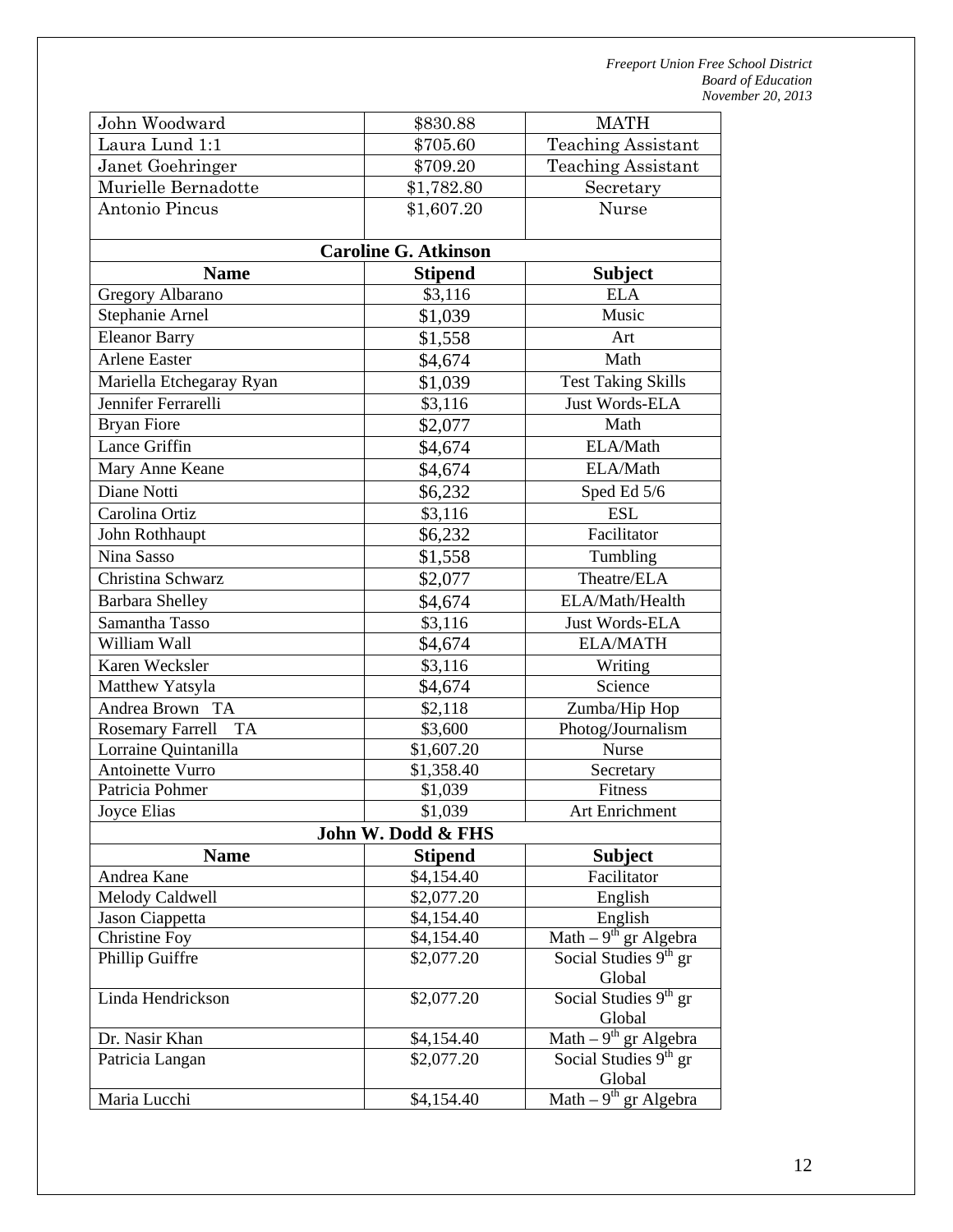| | | |
|---|---|---|
| John Woodward | $830.88 | MATH |
| Laura Lund 1:1 | $705.60 | Teaching Assistant |
| Janet Goehringer | $709.20 | Teaching Assistant |
| Murielle Bernadotte | $1,782.80 | Secretary |
| Antonio Pincus | $1,607.20 | Nurse |
| **Caroline G. Atkinson** | | |
| **Name** | **Stipend** | **Subject** |
| Gregory Albarano | $3,116 | ELA |
| Stephanie Arnel | $1,039 | Music |
| Eleanor Barry | $1,558 | Art |
| Arlene Easter | $4,674 | Math |
| Mariella Etchegaray Ryan | $1,039 | Test Taking Skills |
| Jennifer Ferrarelli | $3,116 | Just Words-ELA |
| Bryan Fiore | $2,077 | Math |
| Lance Griffin | $4,674 | ELA/Math |
| Mary Anne Keane | $4,674 | ELA/Math |
| Diane Notti | $6,232 | Sped Ed 5/6 |
| Carolina Ortiz | $3,116 | ESL |
| John Rothhaupt | $6,232 | Facilitator |
| Nina Sasso | $1,558 | Tumbling |
| Christina Schwarz | $2,077 | Theatre/ELA |
| Barbara Shelley | $4,674 | ELA/Math/Health |
| Samantha Tasso | $3,116 | Just Words-ELA |
| William Wall | $4,674 | ELA/MATH |
| Karen Wecksler | $3,116 | Writing |
| Matthew Yatsyla | $4,674 | Science |
| Andrea Brown TA | $2,118 | Zumba/Hip Hop |
| Rosemary Farrell TA | $3,600 | Photog/Journalism |
| Lorraine Quintanilla | $1,607.20 | Nurse |
| Antoinette Vurro | $1,358.40 | Secretary |
| Patricia Pohmer | $1,039 | Fitness |
| Joyce Elias | $1,039 | Art Enrichment |
| **John W. Dodd & FHS** | | |
| **Name** | **Stipend** | **Subject** |
| Andrea Kane | $4,154.40 | Facilitator |
| Melody Caldwell | $2,077.20 | English |
| Jason Ciappetta | $4,154.40 | English |
| Christine Foy | $4,154.40 | Math – 9th gr Algebra |
| Phillip Guiffre | $2,077.20 | Social Studies 9th gr Global |
| Linda Hendrickson | $2,077.20 | Social Studies 9th gr Global |
| Dr. Nasir Khan | $4,154.40 | Math – 9th gr Algebra |
| Patricia Langan | $2,077.20 | Social Studies 9th gr Global |
| Maria Lucchi | $4,154.40 | Math – 9th gr Algebra |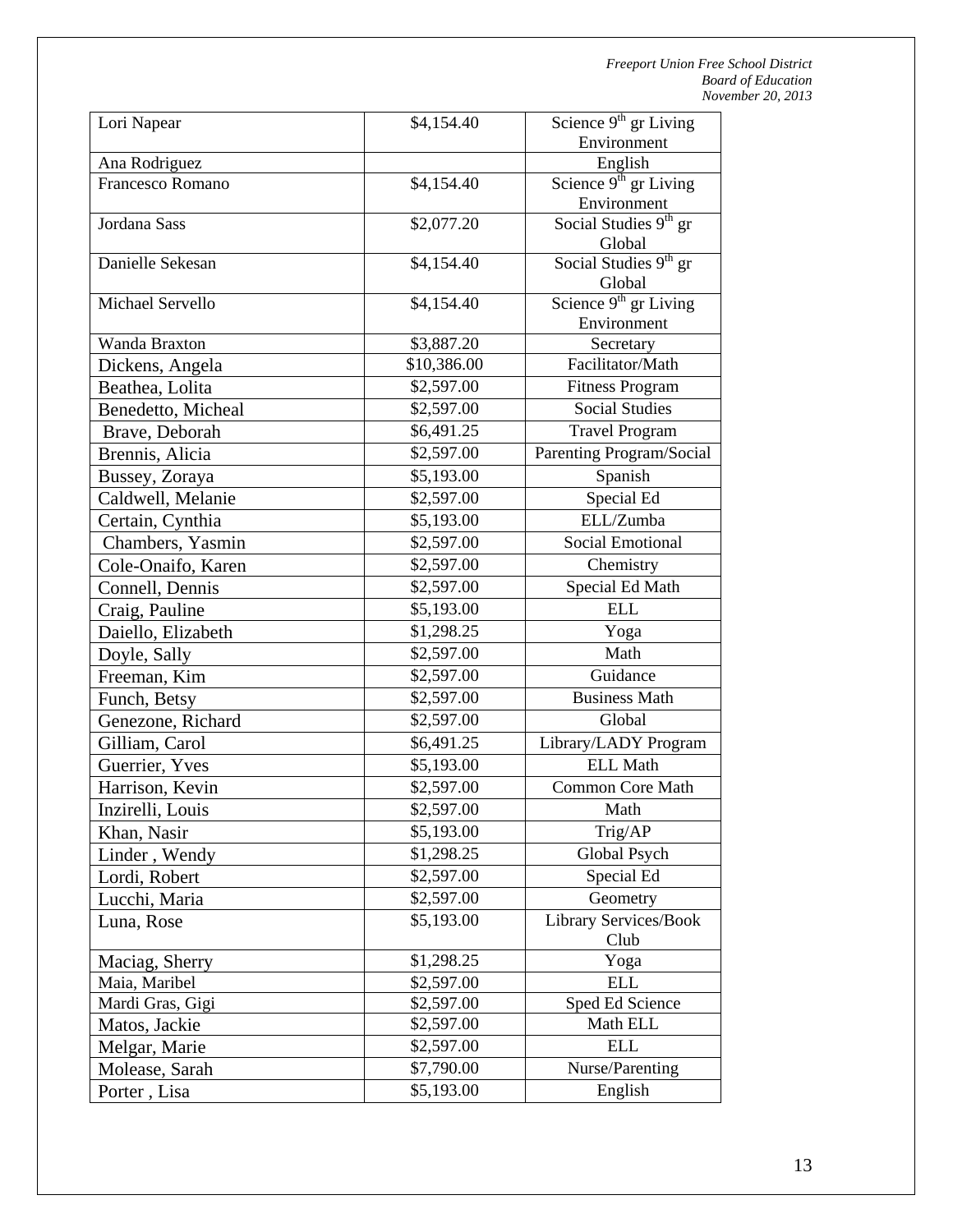| Lori Napear | $4,154.40 | Science 9th gr Living Environment |
|---|---|---|
| Ana Rodriguez | | English |
| Francesco Romano | $4,154.40 | Science 9th gr Living Environment |
| Jordana Sass | $2,077.20 | Social Studies 9th gr Global |
| Danielle Sekesan | $4,154.40 | Social Studies 9th gr Global |
| Michael Servello | $4,154.40 | Science 9th gr Living Environment |
| Wanda Braxton | $3,887.20 | Secretary |
| Dickens, Angela | $10,386.00 | Facilitator/Math |
| Beathea, Lolita | $2,597.00 | Fitness Program |
| Benedetto, Micheal | $2,597.00 | Social Studies |
| Brave, Deborah | $6,491.25 | Travel Program |
| Brennis, Alicia | $2,597.00 | Parenting Program/Social |
| Bussey, Zoraya | $5,193.00 | Spanish |
| Caldwell, Melanie | $2,597.00 | Special Ed |
| Certain, Cynthia | $5,193.00 | ELL/Zumba |
| Chambers, Yasmin | $2,597.00 | Social Emotional |
| Cole-Onaifo, Karen | $2,597.00 | Chemistry |
| Connell, Dennis | $2,597.00 | Special Ed Math |
| Craig, Pauline | $5,193.00 | ELL |
| Daiello, Elizabeth | $1,298.25 | Yoga |
| Doyle, Sally | $2,597.00 | Math |
| Freeman, Kim | $2,597.00 | Guidance |
| Funch, Betsy | $2,597.00 | Business Math |
| Genezone, Richard | $2,597.00 | Global |
| Gilliam, Carol | $6,491.25 | Library/LADY Program |
| Guerrier, Yves | $5,193.00 | ELL Math |
| Harrison, Kevin | $2,597.00 | Common Core Math |
| Inzirelli, Louis | $2,597.00 | Math |
| Khan, Nasir | $5,193.00 | Trig/AP |
| Linder , Wendy | $1,298.25 | Global Psych |
| Lordi, Robert | $2,597.00 | Special Ed |
| Lucchi, Maria | $2,597.00 | Geometry |
| Luna, Rose | $5,193.00 | Library Services/Book Club |
| Maciag, Sherry | $1,298.25 | Yoga |
| Maia, Maribel | $2,597.00 | ELL |
| Mardi Gras, Gigi | $2,597.00 | Sped Ed Science |
| Matos, Jackie | $2,597.00 | Math ELL |
| Melgar, Marie | $2,597.00 | ELL |
| Molease, Sarah | $7,790.00 | Nurse/Parenting |
| Porter , Lisa | $5,193.00 | English |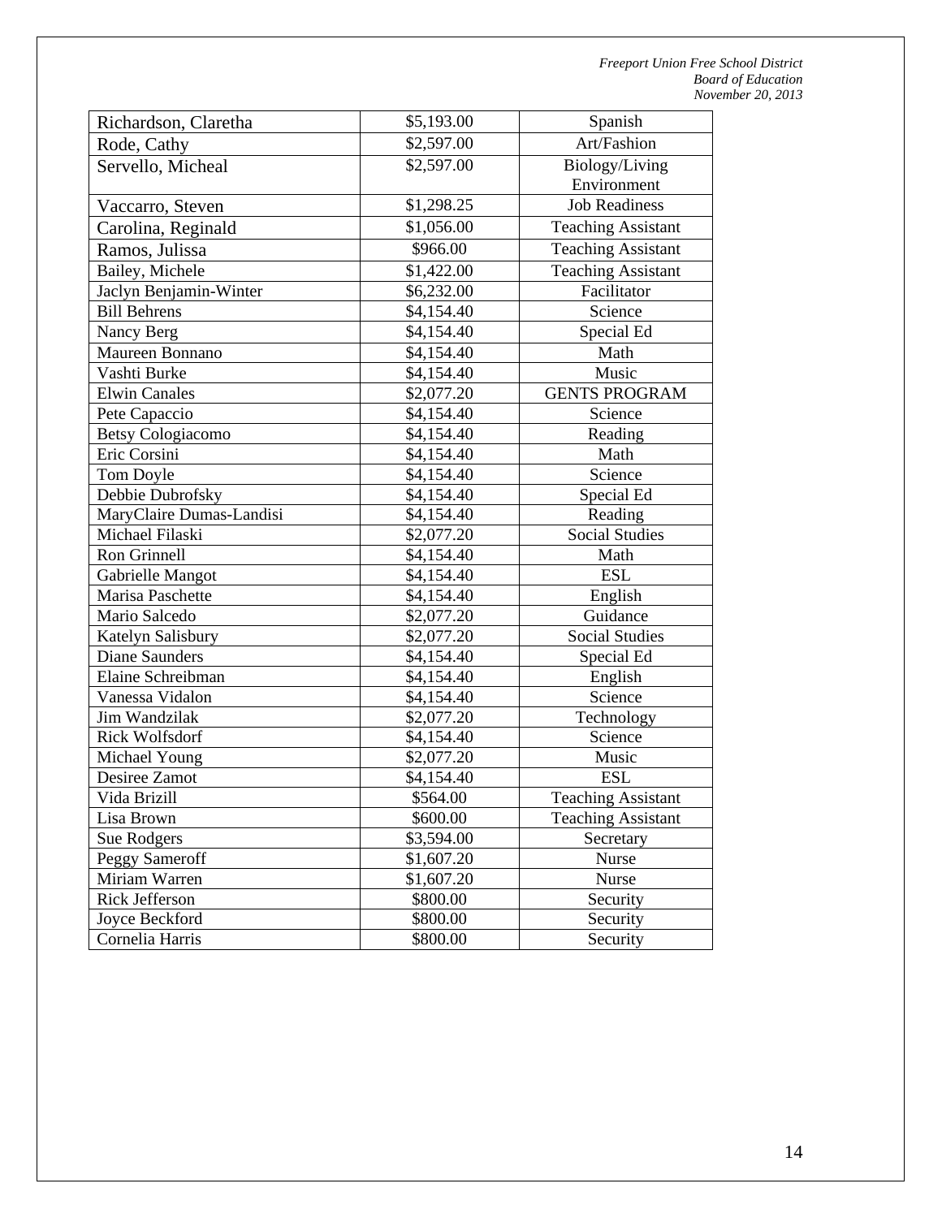| Richardson, Claretha | $5,193.00 | Spanish |
|---|---|---|
| Rode, Cathy | $2,597.00 | Art/Fashion |
| Servello, Micheal | $2,597.00 | Biology/Living Environment |
| Vaccarro, Steven | $1,298.25 | Job Readiness |
| Carolina, Reginald | $1,056.00 | Teaching Assistant |
| Ramos, Julissa | $966.00 | Teaching Assistant |
| Bailey, Michele | $1,422.00 | Teaching Assistant |
| Jaclyn Benjamin-Winter | $6,232.00 | Facilitator |
| Bill Behrens | $4,154.40 | Science |
| Nancy Berg | $4,154.40 | Special Ed |
| Maureen Bonnano | $4,154.40 | Math |
| Vashti Burke | $4,154.40 | Music |
| Elwin Canales | $2,077.20 | GENTS PROGRAM |
| Pete Capaccio | $4,154.40 | Science |
| Betsy Cologiacomo | $4,154.40 | Reading |
| Eric Corsini | $4,154.40 | Math |
| Tom Doyle | $4,154.40 | Science |
| Debbie Dubrofsky | $4,154.40 | Special Ed |
| MaryClaire Dumas-Landisi | $4,154.40 | Reading |
| Michael Filaski | $2,077.20 | Social Studies |
| Ron Grinnell | $4,154.40 | Math |
| Gabrielle Mangot | $4,154.40 | ESL |
| Marisa Paschette | $4,154.40 | English |
| Mario Salcedo | $2,077.20 | Guidance |
| Katelyn Salisbury | $2,077.20 | Social Studies |
| Diane Saunders | $4,154.40 | Special Ed |
| Elaine Schreibman | $4,154.40 | English |
| Vanessa Vidalon | $4,154.40 | Science |
| Jim Wandzilak | $2,077.20 | Technology |
| Rick Wolfsdorf | $4,154.40 | Science |
| Michael Young | $2,077.20 | Music |
| Desiree Zamot | $4,154.40 | ESL |
| Vida Brizill | $564.00 | Teaching Assistant |
| Lisa Brown | $600.00 | Teaching Assistant |
| Sue Rodgers | $3,594.00 | Secretary |
| Peggy Sameroff | $1,607.20 | Nurse |
| Miriam Warren | $1,607.20 | Nurse |
| Rick Jefferson | $800.00 | Security |
| Joyce Beckford | $800.00 | Security |
| Cornelia Harris | $800.00 | Security |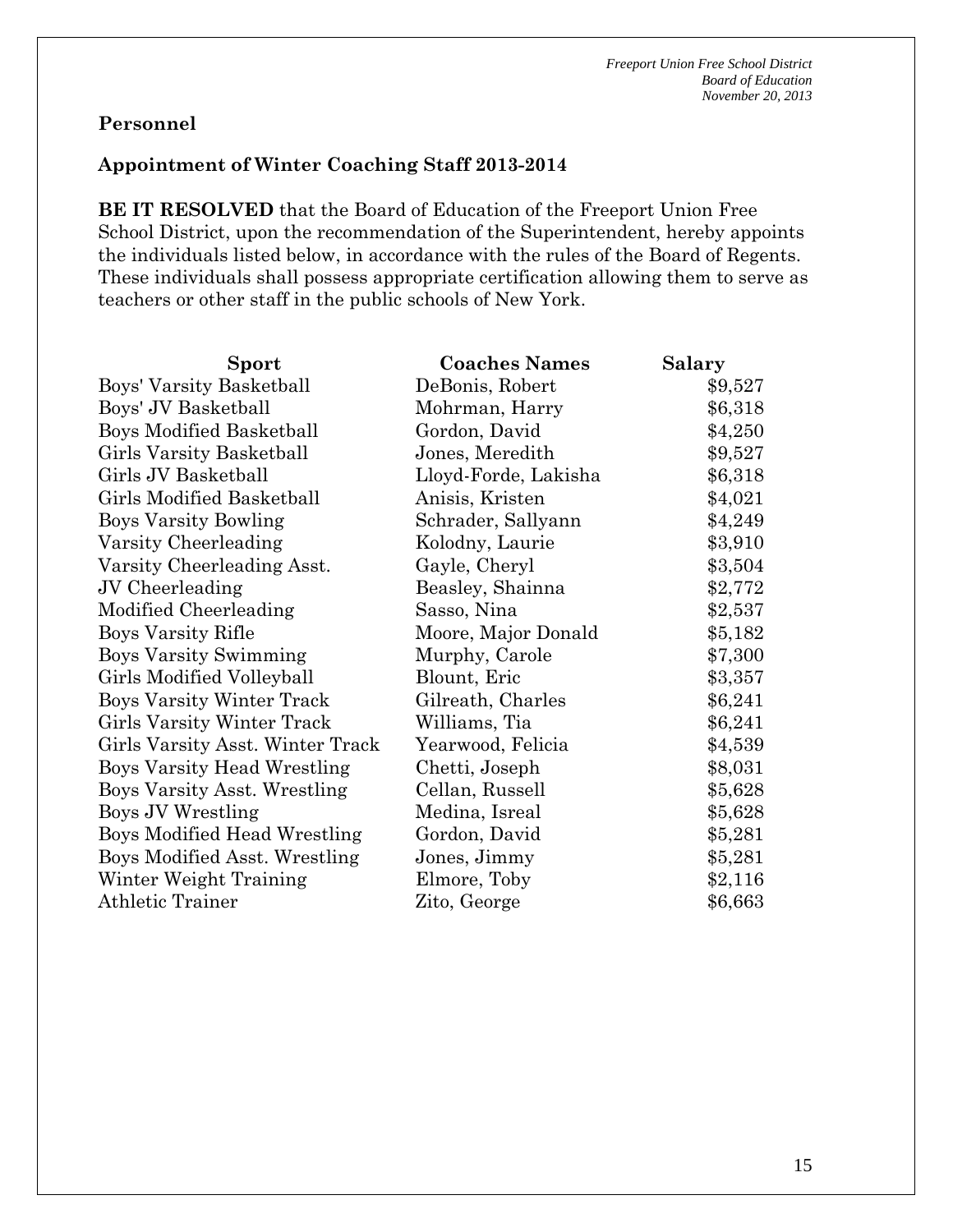*Freeport Union Free School District*
*Board of Education*
*November 20, 2013*

**Personnel**

**Appointment of Winter Coaching Staff 2013-2014**

**BE IT RESOLVED** that the Board of Education of the Freeport Union Free School District, upon the recommendation of the Superintendent, hereby appoints the individuals listed below, in accordance with the rules of the Board of Regents. These individuals shall possess appropriate certification allowing them to serve as teachers or other staff in the public schools of New York.

| Sport | Coaches Names | Salary |
|---|---|---|
| Boys' Varsity Basketball | DeBonis, Robert | $9,527 |
| Boys' JV Basketball | Mohrman, Harry | $6,318 |
| Boys Modified Basketball | Gordon, David | $4,250 |
| Girls Varsity Basketball | Jones, Meredith | $9,527 |
| Girls JV Basketball | Lloyd-Forde, Lakisha | $6,318 |
| Girls Modified Basketball | Anisis, Kristen | $4,021 |
| Boys Varsity Bowling | Schrader, Sallyann | $4,249 |
| Varsity Cheerleading | Kolodny, Laurie | $3,910 |
| Varsity Cheerleading Asst. | Gayle, Cheryl | $3,504 |
| JV Cheerleading | Beasley, Shainna | $2,772 |
| Modified Cheerleading | Sasso, Nina | $2,537 |
| Boys Varsity Rifle | Moore, Major Donald | $5,182 |
| Boys Varsity Swimming | Murphy, Carole | $7,300 |
| Girls Modified Volleyball | Blount, Eric | $3,357 |
| Boys Varsity Winter Track | Gilreath, Charles | $6,241 |
| Girls Varsity Winter Track | Williams, Tia | $6,241 |
| Girls Varsity Asst. Winter Track | Yearwood, Felicia | $4,539 |
| Boys Varsity Head Wrestling | Chetti, Joseph | $8,031 |
| Boys Varsity Asst. Wrestling | Cellan, Russell | $5,628 |
| Boys JV Wrestling | Medina, Isreal | $5,628 |
| Boys Modified Head Wrestling | Gordon, David | $5,281 |
| Boys Modified Asst. Wrestling | Jones, Jimmy | $5,281 |
| Winter Weight Training | Elmore, Toby | $2,116 |
| Athletic Trainer | Zito, George | $6,663 |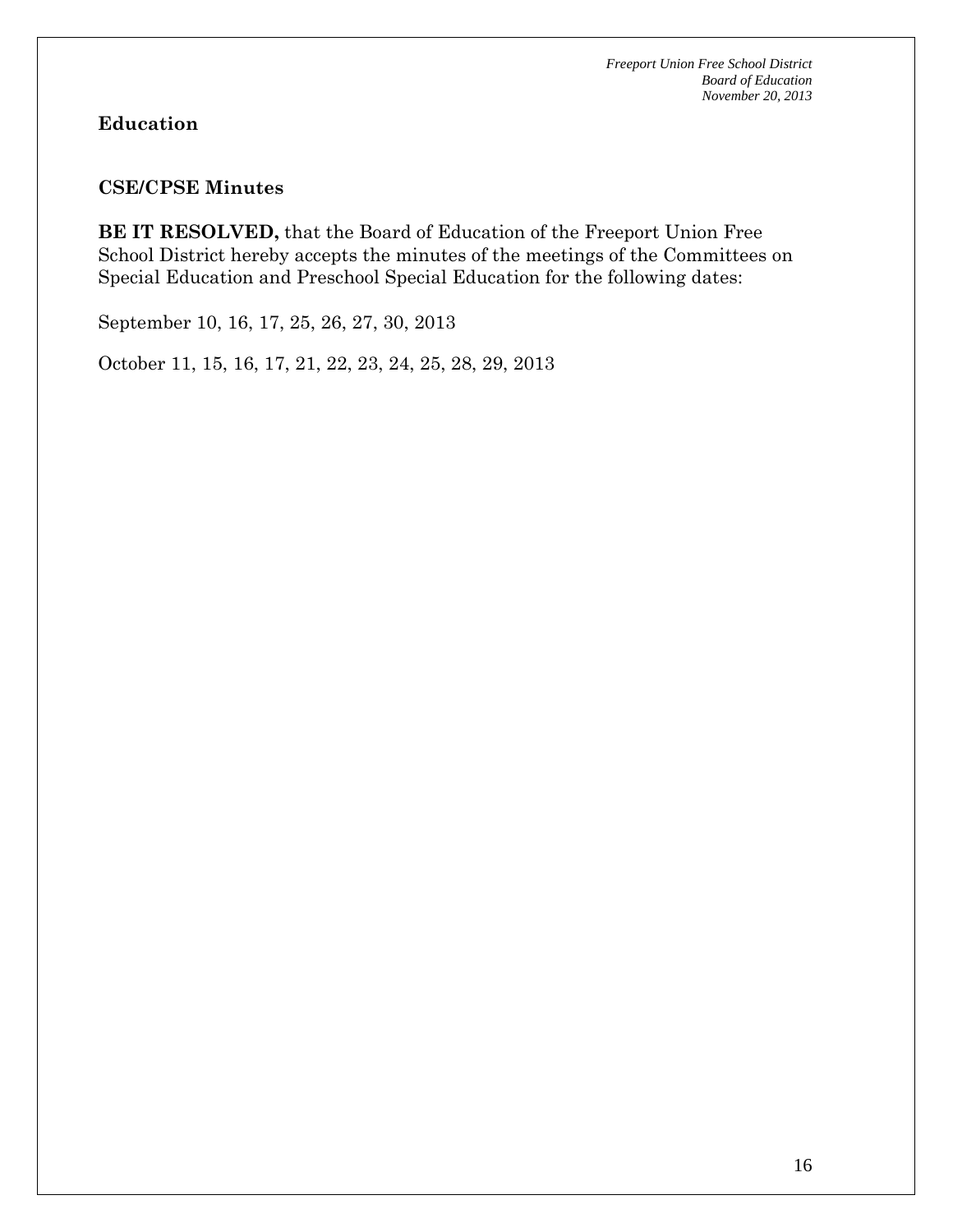## Education

### CSE/CPSE Minutes

**BE IT RESOLVED,** that the Board of Education of the Freeport Union Free School District hereby accepts the minutes of the meetings of the Committees on Special Education and Preschool Special Education for the following dates:

September 10, 16, 17, 25, 26, 27, 30, 2013

October 11, 15, 16, 17, 21, 22, 23, 24, 25, 28, 29, 2013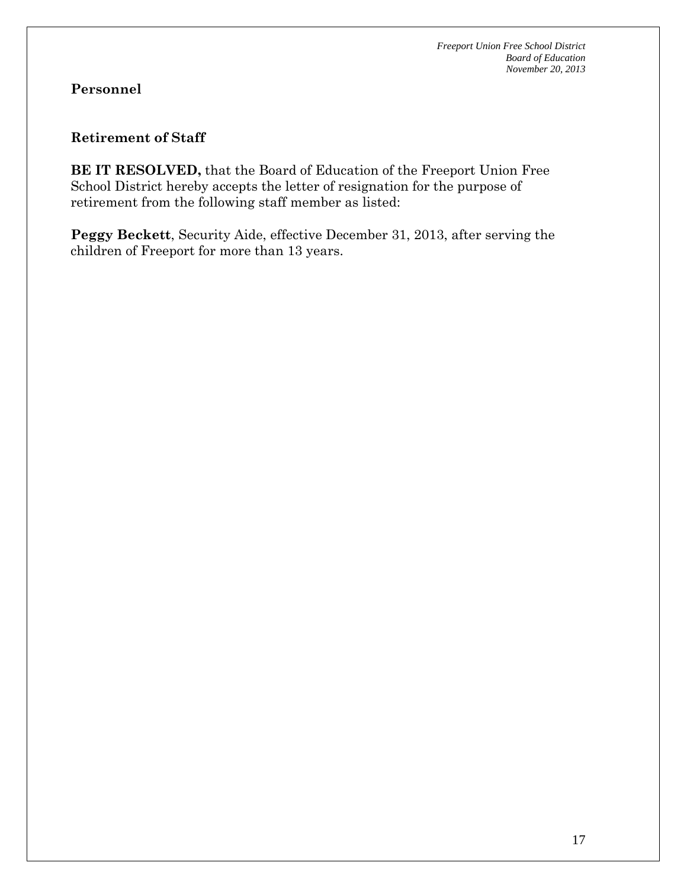## Personnel

### Retirement of Staff

**BE IT RESOLVED,** that the Board of Education of the Freeport Union Free School District hereby accepts the letter of resignation for the purpose of retirement from the following staff member as listed:

**Peggy Beckett**, Security Aide, effective December 31, 2013, after serving the children of Freeport for more than 13 years.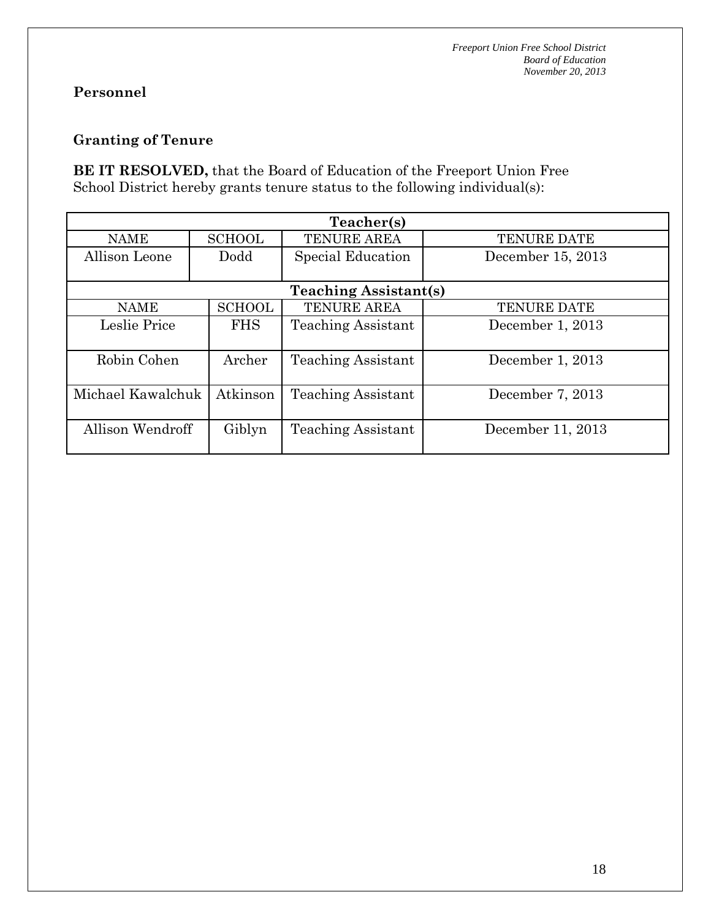## Personnel

### Granting of Tenure

**BE IT RESOLVED,** that the Board of Education of the Freeport Union Free School District hereby grants tenure status to the following individual(s):

| Teacher(s) | | | |
|---|---|---|---|
| NAME | SCHOOL | TENURE AREA | TENURE DATE |
| Allison Leone | Dodd | Special Education | December 15, 2013 |

| Teaching Assistant(s) | | | |
|---|---|---|---|
| NAME | SCHOOL | TENURE AREA | TENURE DATE |
| Leslie Price | FHS | Teaching Assistant | December 1, 2013 |
| Robin Cohen | Archer | Teaching Assistant | December 1, 2013 |
| Michael Kawalchuk | Atkinson | Teaching Assistant | December 7, 2013 |
| Allison Wendroff | Giblyn | Teaching Assistant | December 11, 2013 |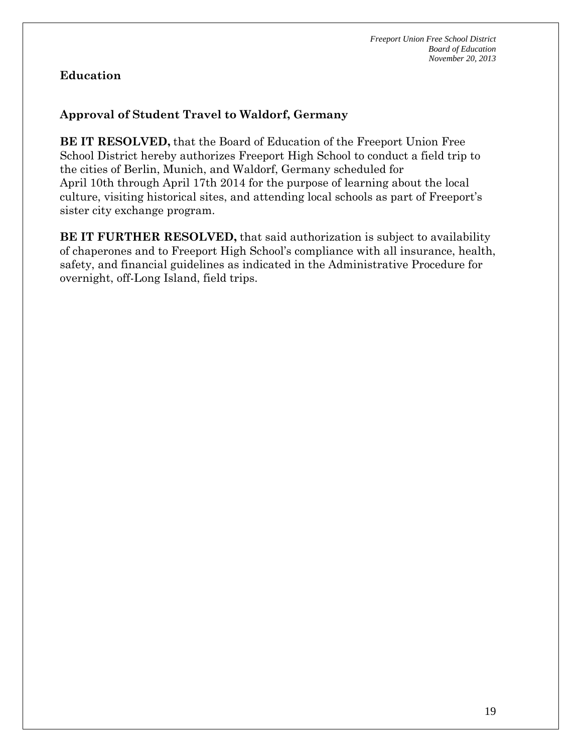## Education

### Approval of Student Travel to Waldorf, Germany

**BE IT RESOLVED,** that the Board of Education of the Freeport Union Free School District hereby authorizes Freeport High School to conduct a field trip to the cities of Berlin, Munich, and Waldorf, Germany scheduled for April 10th through April 17th 2014 for the purpose of learning about the local culture, visiting historical sites, and attending local schools as part of Freeport's sister city exchange program.

**BE IT FURTHER RESOLVED,** that said authorization is subject to availability of chaperones and to Freeport High School's compliance with all insurance, health, safety, and financial guidelines as indicated in the Administrative Procedure for overnight, off-Long Island, field trips.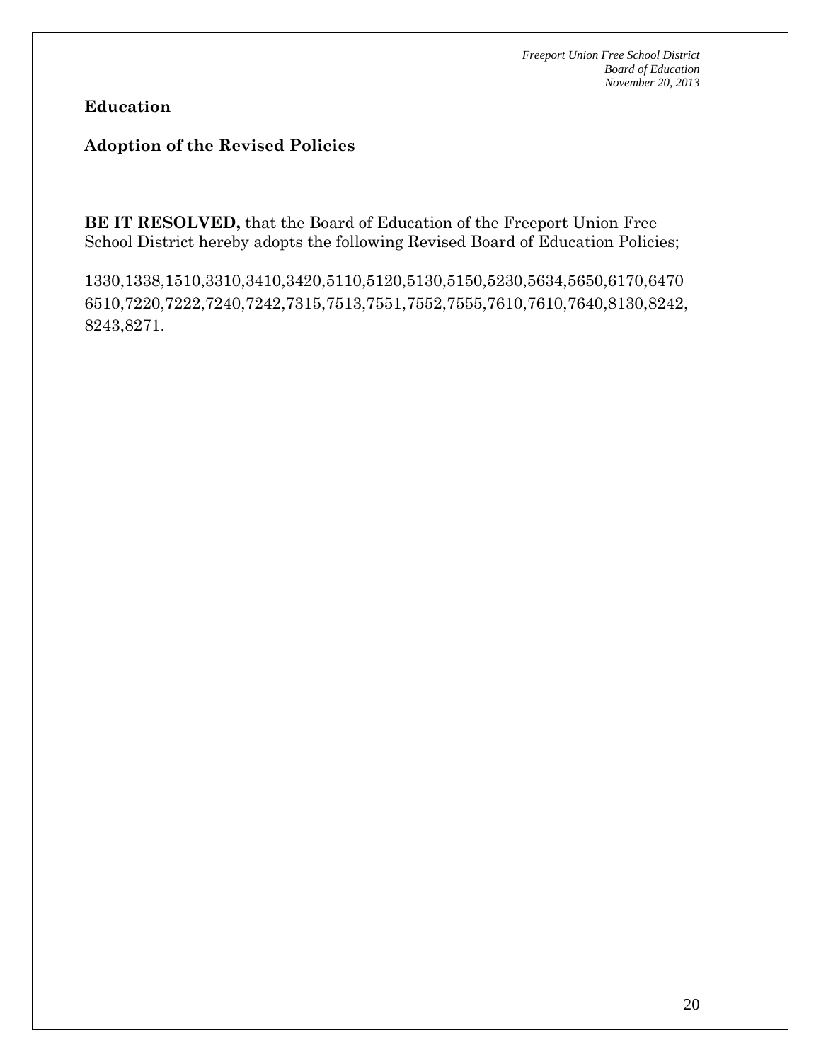**Education**

**Adoption of the Revised Policies**

**BE IT RESOLVED,** that the Board of Education of the Freeport Union Free School District hereby adopts the following Revised Board of Education Policies;

1330,1338,1510,3310,3410,3420,5110,5120,5130,5150,5230,5634,5650,6170,6470 6510,7220,7222,7240,7242,7315,7513,7551,7552,7555,7610,7610,7640,8130,8242, 8243,8271.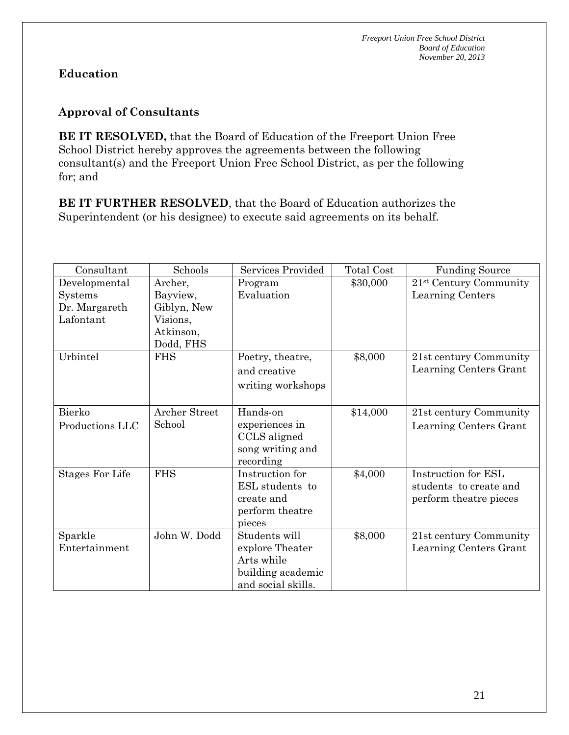## Education

### Approval of Consultants

**BE IT RESOLVED,** that the Board of Education of the Freeport Union Free School District hereby approves the agreements between the following consultant(s) and the Freeport Union Free School District, as per the following for; and

**BE IT FURTHER RESOLVED**, that the Board of Education authorizes the Superintendent (or his designee) to execute said agreements on its behalf.

| Consultant | Schools | Services Provided | Total Cost | Funding Source |
|---|---|---|---|---|
| Developmental Systems Dr. Margareth Lafontant | Archer, Bayview, Giblyn, New Visions, Atkinson, Dodd, FHS | Program Evaluation | \$30,000 | 21st Century Community Learning Centers |
| Urbintel | FHS | Poetry, theatre, and creative writing workshops | \$8,000 | 21st century Community Learning Centers Grant |
| Bierko Productions LLC | Archer Street School | Hands-on experiences in CCLS aligned song writing and recording | \$14,000 | 21st century Community Learning Centers Grant |
| Stages For Life | FHS | Instruction for ESL students to create and perform theatre pieces | \$4,000 | Instruction for ESL students to create and perform theatre pieces |
| Sparkle Entertainment | John W. Dodd | Students will explore Theater Arts while building academic and social skills. | \$8,000 | 21st century Community Learning Centers Grant |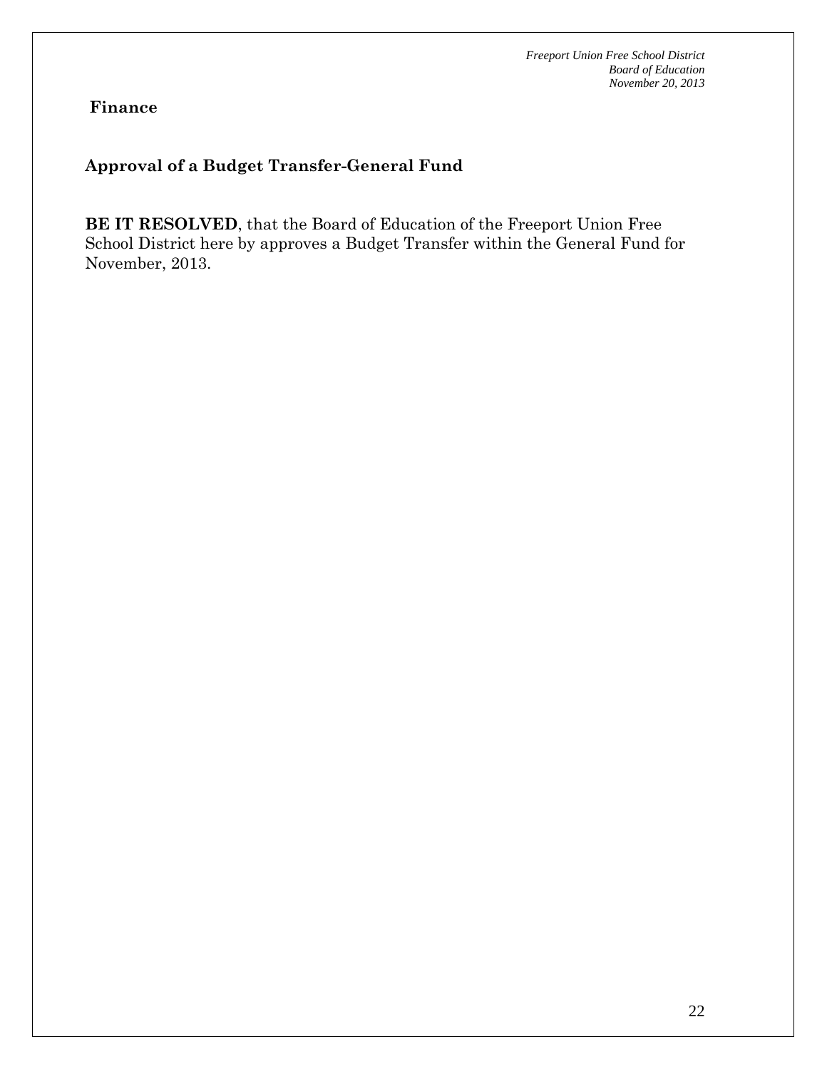## Finance

### Approval of a Budget Transfer-General Fund

**BE IT RESOLVED**, that the Board of Education of the Freeport Union Free School District here by approves a Budget Transfer within the General Fund for November, 2013.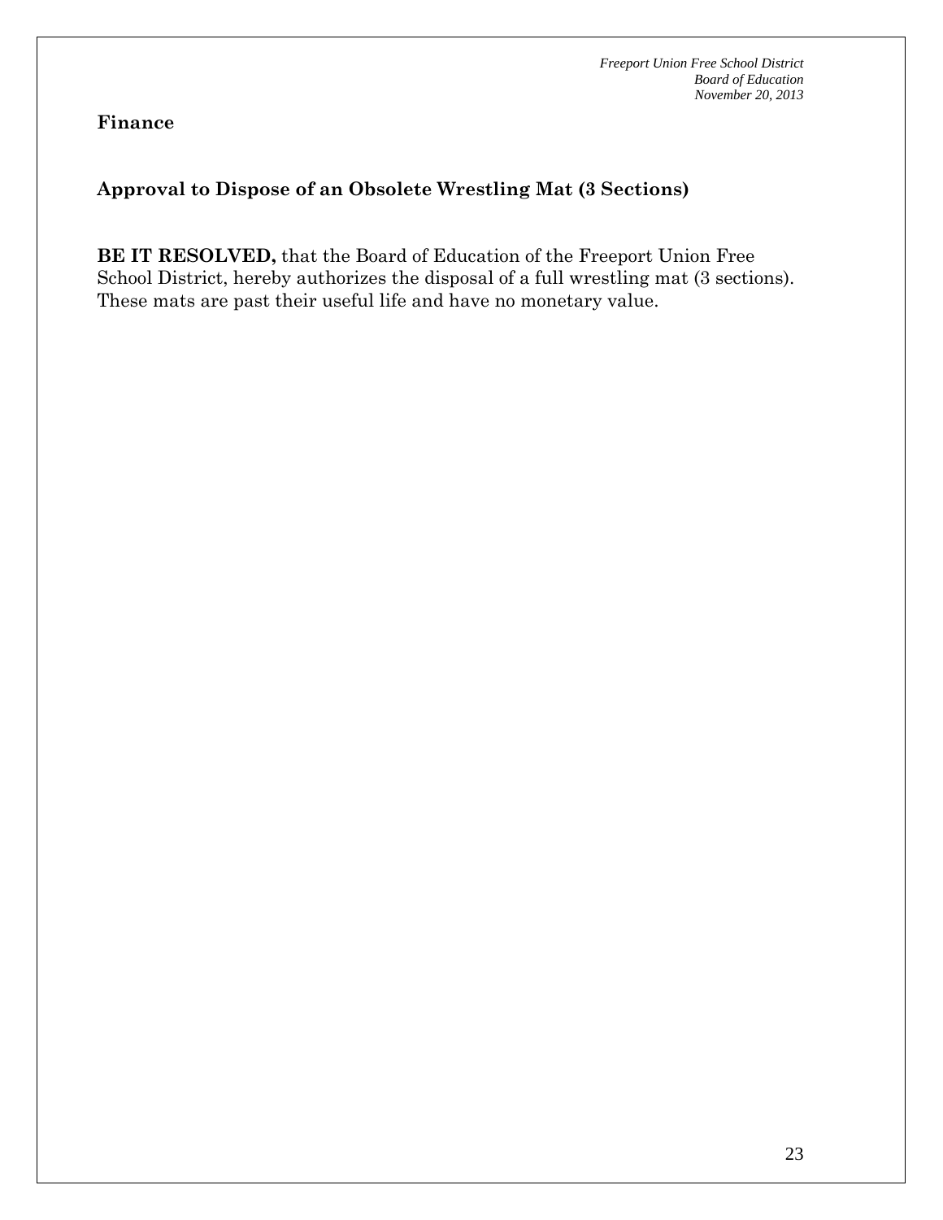**Finance**

## Approval to Dispose of an Obsolete Wrestling Mat (3 Sections)

**BE IT RESOLVED,** that the Board of Education of the Freeport Union Free School District, hereby authorizes the disposal of a full wrestling mat (3 sections). These mats are past their useful life and have no monetary value.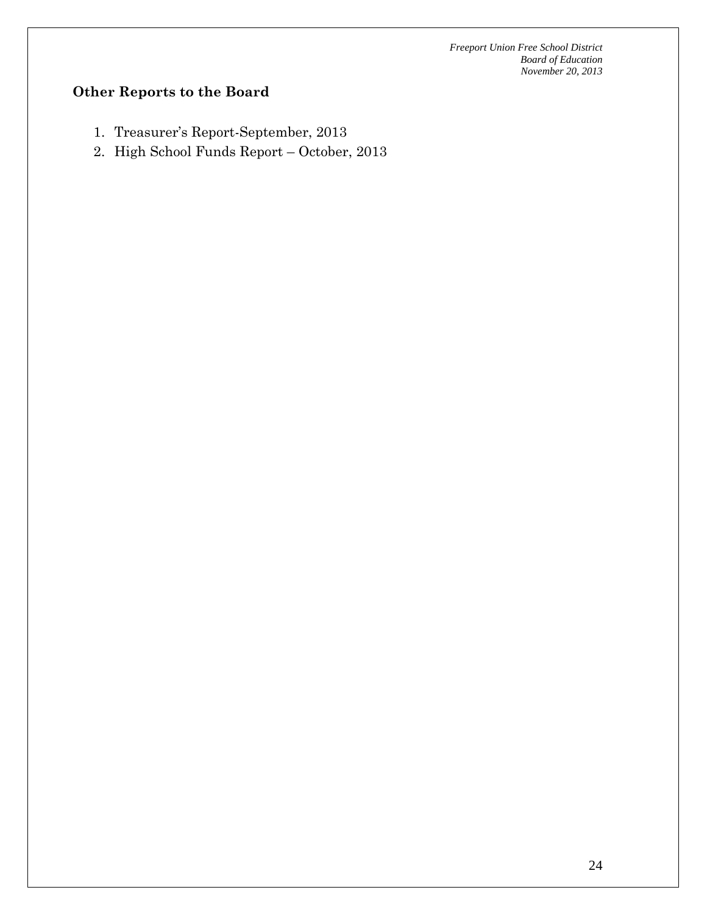## Other Reports to the Board

1. Treasurer's Report-September, 2013
2. High School Funds Report – October, 2013